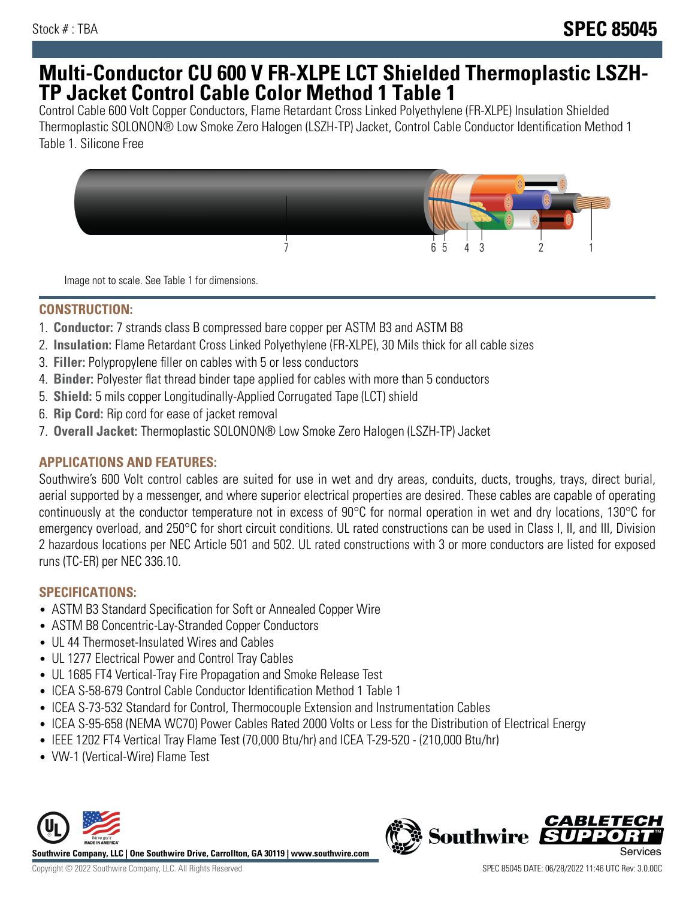Stock # : TBA

**SPEC 85045**

# Multi-Conductor CU 600 V FR-XLPE LCT Shielded Thermoplastic LSZH-TP Jacket Control Cable Color Method 1 Table 1

Control Cable 600 Volt Copper Conductors, Flame Retardant Cross Linked Polyethylene (FR-XLPE) Insulation Shielded Thermoplastic SOLONON® Low Smoke Zero Halogen (LSZH-TP) Jacket, Control Cable Conductor Identification Method 1 Table 1. Silicone Free

Image not to scale. See Table 1 for dimensions.

## CONSTRUCTION:

1. **Conductor:** 7 strands class B compressed bare copper per ASTM B3 and ASTM B8
2. **Insulation:** Flame Retardant Cross Linked Polyethylene (FR-XLPE), 30 Mils thick for all cable sizes
3. **Filler:** Polypropylene filler on cables with 5 or less conductors
4. **Binder:** Polyester flat thread binder tape applied for cables with more than 5 conductors
5. **Shield:** 5 mils copper Longitudinally-Applied Corrugated Tape (LCT) shield
6. **Rip Cord:** Rip cord for ease of jacket removal
7. **Overall Jacket:** Thermoplastic SOLONON® Low Smoke Zero Halogen (LSZH-TP) Jacket

## APPLICATIONS AND FEATURES:

Southwire's 600 Volt control cables are suited for use in wet and dry areas, conduits, ducts, troughs, trays, direct burial, aerial supported by a messenger, and where superior electrical properties are desired. These cables are capable of operating continuously at the conductor temperature not in excess of 90°C for normal operation in wet and dry locations, 130°C for emergency overload, and 250°C for short circuit conditions. UL rated constructions can be used in Class I, II, and III, Division 2 hazardous locations per NEC Article 501 and 502. UL rated constructions with 3 or more conductors are listed for exposed runs (TC-ER) per NEC 336.10.

## SPECIFICATIONS:

- ASTM B3 Standard Specification for Soft or Annealed Copper Wire
- ASTM B8 Concentric-Lay-Stranded Copper Conductors
- UL 44 Thermoset-Insulated Wires and Cables
- UL 1277 Electrical Power and Control Tray Cables
- UL 1685 FT4 Vertical-Tray Fire Propagation and Smoke Release Test
- ICEA S-58-679 Control Cable Conductor Identification Method 1 Table 1
- ICEA S-73-532 Standard for Control, Thermocouple Extension and Instrumentation Cables
- ICEA S-95-658 (NEMA WC70) Power Cables Rated 2000 Volts or Less for the Distribution of Electrical Energy
- IEEE 1202 FT4 Vertical Tray Flame Test (70,000 Btu/hr) and ICEA T-29-520 - (210,000 Btu/hr)
- VW-1 (Vertical-Wire) Flame Test

**Southwire Company, LLC | One Southwire Drive, Carrollton, GA 30119 | www.southwire.com**

Copyright © 2022 Southwire Company, LLC. All Rights Reserved

SPEC 85045 DATE: 06/28/2022 11:46 UTC Rev: 3.0.00C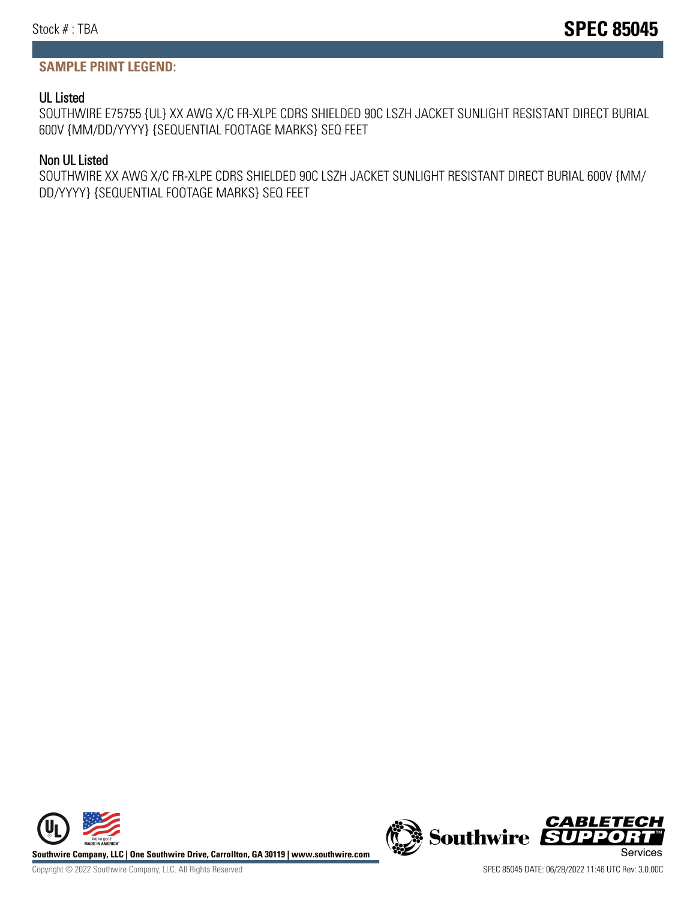## SAMPLE PRINT LEGEND:

### UL Listed

SOUTHWIRE E75755 {UL} XX AWG X/C FR-XLPE CDRS SHIELDED 90C LSZH JACKET SUNLIGHT RESISTANT DIRECT BURIAL 600V {MM/DD/YYYY} {SEQUENTIAL FOOTAGE MARKS} SEQ FEET

### Non UL Listed

SOUTHWIRE XX AWG X/C FR-XLPE CDRS SHIELDED 90C LSZH JACKET SUNLIGHT RESISTANT DIRECT BURIAL 600V {MM/DD/YYYY} {SEQUENTIAL FOOTAGE MARKS} SEQ FEET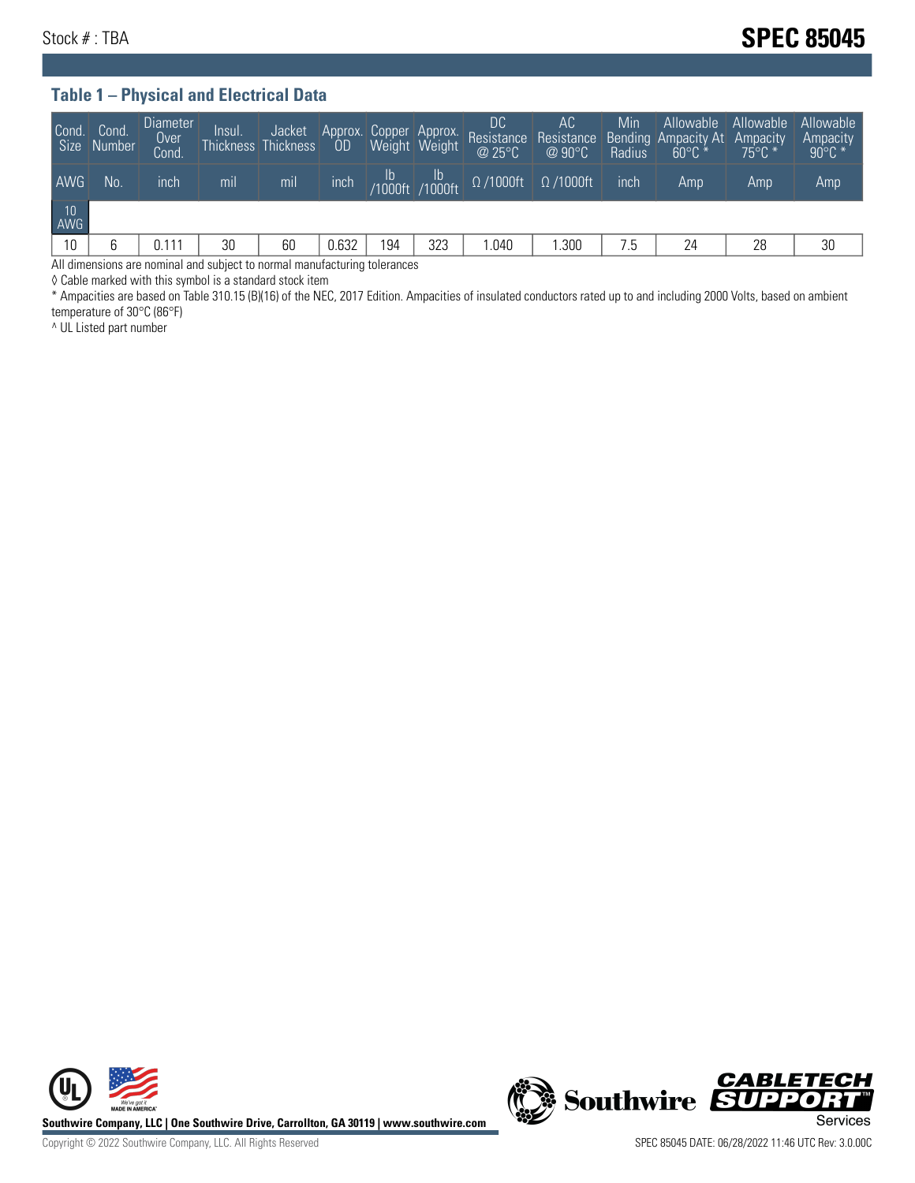Stock # : TBA

# SPEC 85045

## Table 1 – Physical and Electrical Data

| Cond. Size | Cond. Number | Diameter Over Cond. | Insul. Thickness | Jacket Thickness | Approx. OD | Copper Weight | Approx. Weight | DC Resistance @ 25°C | AC Resistance @ 90°C | Min Bending Radius | Allowable Ampacity At 60°C * | Allowable Ampacity 75°C * | Allowable Ampacity 90°C * |
|---|---|---|---|---|---|---|---|---|---|---|---|---|---|
| AWG | No. | inch | mil | mil | inch | lb /1000ft | lb /1000ft | Ω /1000ft | Ω /1000ft | inch | Amp | Amp | Amp |
| 10 AWG | | | | | | | | | | | | | |
| 10 | 6 | 0.111 | 30 | 60 | 0.632 | 194 | 323 | 1.040 | 1.300 | 7.5 | 24 | 28 | 30 |

All dimensions are nominal and subject to normal manufacturing tolerances

◊ Cable marked with this symbol is a standard stock item

* Ampacities are based on Table 310.15 (B)(16) of the NEC, 2017 Edition. Ampacities of insulated conductors rated up to and including 2000 Volts, based on ambient temperature of 30°C (86°F)

^ UL Listed part number

Southwire Company, LLC | One Southwire Drive, Carrollton, GA 30119 | www.southwire.com

Copyright © 2022 Southwire Company, LLC. All Rights Reserved

SPEC 85045 DATE: 06/28/2022 11:46 UTC Rev: 3.0.00C